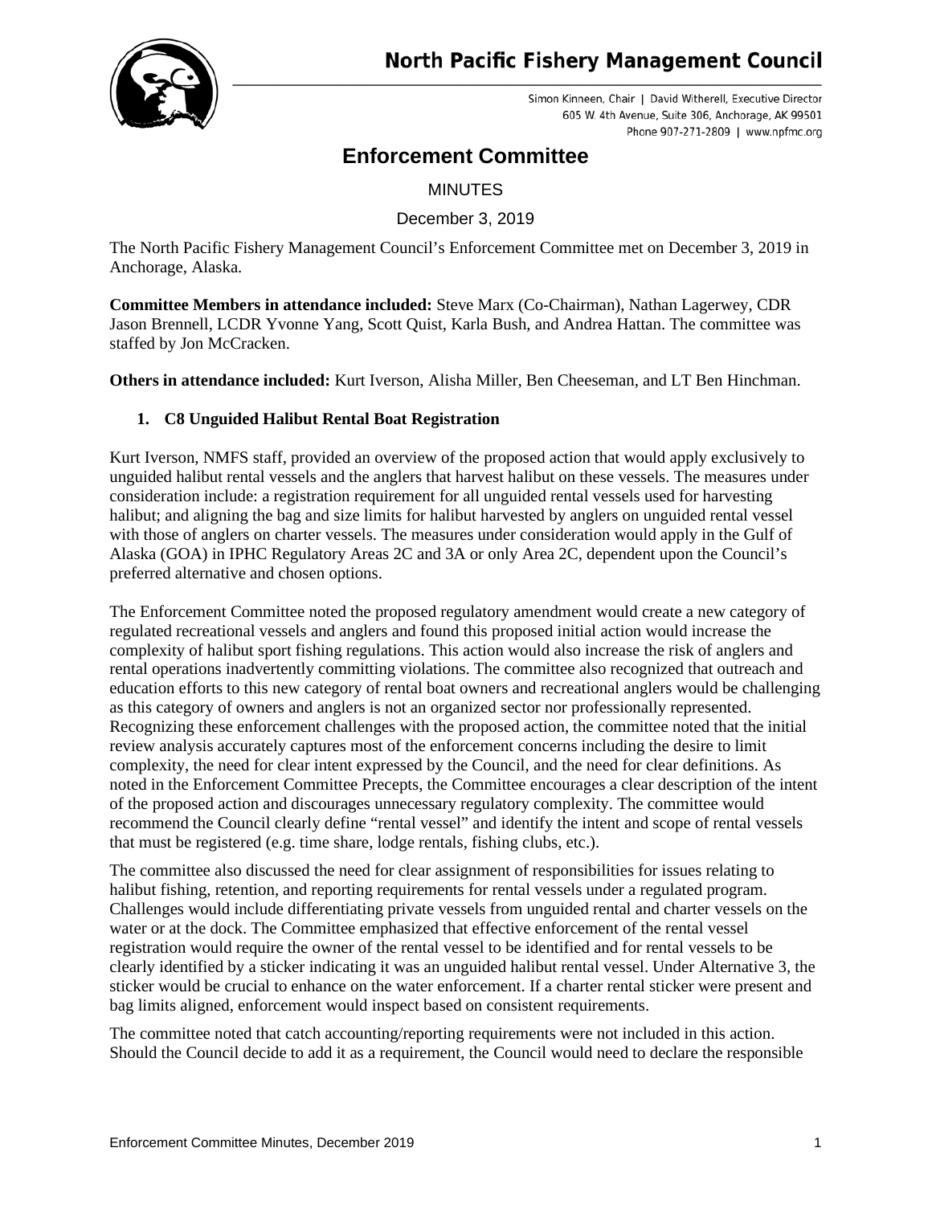# North Pacific Fishery Management Council

Simon Kinneen, Chair | David Witherell, Executive Director
605 W. 4th Avenue, Suite 306, Anchorage, AK 99501
Phone 907-271-2809 | www.npfmc.org

## Enforcement Committee

MINUTES

December 3, 2019

The North Pacific Fishery Management Council's Enforcement Committee met on December 3, 2019 in Anchorage, Alaska.

**Committee Members in attendance included:** Steve Marx (Co-Chairman), Nathan Lagerwey, CDR Jason Brennell, LCDR Yvonne Yang, Scott Quist, Karla Bush, and Andrea Hattan. The committee was staffed by Jon McCracken.

**Others in attendance included:** Kurt Iverson, Alisha Miller, Ben Cheeseman, and LT Ben Hinchman.

### 1. C8 Unguided Halibut Rental Boat Registration

Kurt Iverson, NMFS staff, provided an overview of the proposed action that would apply exclusively to unguided halibut rental vessels and the anglers that harvest halibut on these vessels. The measures under consideration include: a registration requirement for all unguided rental vessels used for harvesting halibut; and aligning the bag and size limits for halibut harvested by anglers on unguided rental vessel with those of anglers on charter vessels. The measures under consideration would apply in the Gulf of Alaska (GOA) in IPHC Regulatory Areas 2C and 3A or only Area 2C, dependent upon the Council's preferred alternative and chosen options.

The Enforcement Committee noted the proposed regulatory amendment would create a new category of regulated recreational vessels and anglers and found this proposed initial action would increase the complexity of halibut sport fishing regulations. This action would also increase the risk of anglers and rental operations inadvertently committing violations. The committee also recognized that outreach and education efforts to this new category of rental boat owners and recreational anglers would be challenging as this category of owners and anglers is not an organized sector nor professionally represented. Recognizing these enforcement challenges with the proposed action, the committee noted that the initial review analysis accurately captures most of the enforcement concerns including the desire to limit complexity, the need for clear intent expressed by the Council, and the need for clear definitions. As noted in the Enforcement Committee Precepts, the Committee encourages a clear description of the intent of the proposed action and discourages unnecessary regulatory complexity. The committee would recommend the Council clearly define "rental vessel" and identify the intent and scope of rental vessels that must be registered (e.g. time share, lodge rentals, fishing clubs, etc.).

The committee also discussed the need for clear assignment of responsibilities for issues relating to halibut fishing, retention, and reporting requirements for rental vessels under a regulated program. Challenges would include differentiating private vessels from unguided rental and charter vessels on the water or at the dock. The Committee emphasized that effective enforcement of the rental vessel registration would require the owner of the rental vessel to be identified and for rental vessels to be clearly identified by a sticker indicating it was an unguided halibut rental vessel. Under Alternative 3, the sticker would be crucial to enhance on the water enforcement. If a charter rental sticker were present and bag limits aligned, enforcement would inspect based on consistent requirements.

The committee noted that catch accounting/reporting requirements were not included in this action. Should the Council decide to add it as a requirement, the Council would need to declare the responsible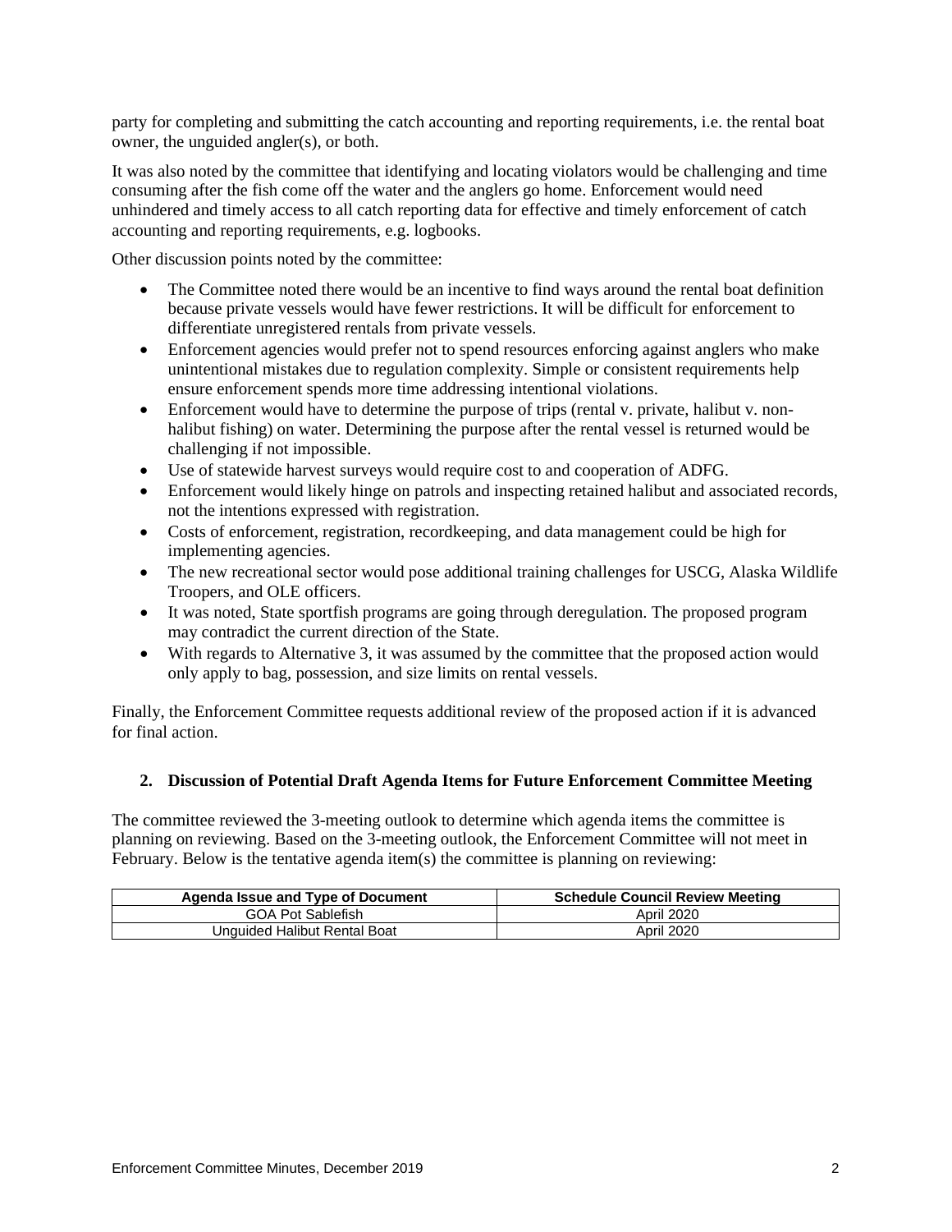party for completing and submitting the catch accounting and reporting requirements, i.e. the rental boat owner, the unguided angler(s), or both.

It was also noted by the committee that identifying and locating violators would be challenging and time consuming after the fish come off the water and the anglers go home. Enforcement would need unhindered and timely access to all catch reporting data for effective and timely enforcement of catch accounting and reporting requirements, e.g. logbooks.

Other discussion points noted by the committee:

- The Committee noted there would be an incentive to find ways around the rental boat definition because private vessels would have fewer restrictions. It will be difficult for enforcement to differentiate unregistered rentals from private vessels.
- Enforcement agencies would prefer not to spend resources enforcing against anglers who make unintentional mistakes due to regulation complexity. Simple or consistent requirements help ensure enforcement spends more time addressing intentional violations.
- Enforcement would have to determine the purpose of trips (rental v. private, halibut v. non-halibut fishing) on water. Determining the purpose after the rental vessel is returned would be challenging if not impossible.
- Use of statewide harvest surveys would require cost to and cooperation of ADFG.
- Enforcement would likely hinge on patrols and inspecting retained halibut and associated records, not the intentions expressed with registration.
- Costs of enforcement, registration, recordkeeping, and data management could be high for implementing agencies.
- The new recreational sector would pose additional training challenges for USCG, Alaska Wildlife Troopers, and OLE officers.
- It was noted, State sportfish programs are going through deregulation. The proposed program may contradict the current direction of the State.
- With regards to Alternative 3, it was assumed by the committee that the proposed action would only apply to bag, possession, and size limits on rental vessels.

Finally, the Enforcement Committee requests additional review of the proposed action if it is advanced for final action.

## 2. Discussion of Potential Draft Agenda Items for Future Enforcement Committee Meeting

The committee reviewed the 3-meeting outlook to determine which agenda items the committee is planning on reviewing. Based on the 3-meeting outlook, the Enforcement Committee will not meet in February. Below is the tentative agenda item(s) the committee is planning on reviewing:

| Agenda Issue and Type of Document | Schedule Council Review Meeting |
| --- | --- |
| GOA Pot Sablefish | April 2020 |
| Unguided Halibut Rental Boat | April 2020 |